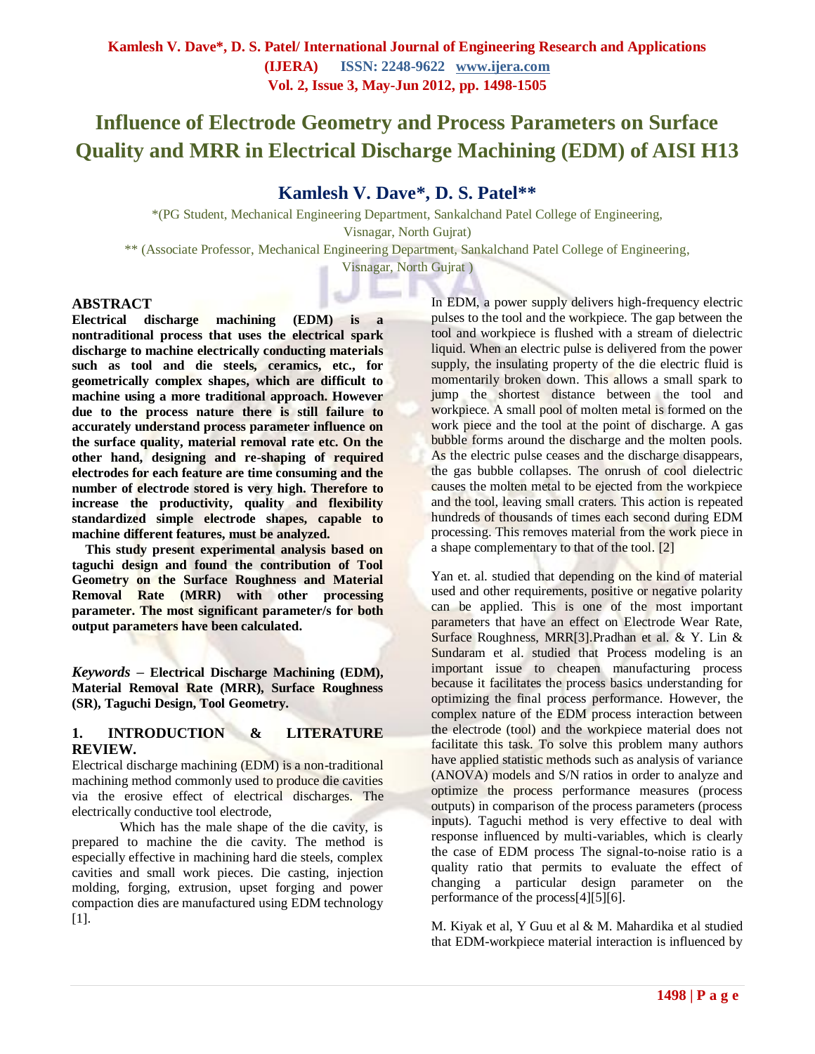# Influence of Electrode Geometry and Process Parameters on Surface Quality and MRR in Electrical Discharge Machining (EDM) of AISI H13

## Kamlesh V. Dave*, D. S. Patel**

*(PG Student, Mechanical Engineering Department, Sankalchand Patel College of Engineering, Visnagar, North Gujrat)

** (Associate Professor, Mechanical Engineering Department, Sankalchand Patel College of Engineering, Visnagar, North Gujrat )

## ABSTRACT

**Electrical discharge machining (EDM) is a nontraditional process that uses the electrical spark discharge to machine electrically conducting materials such as tool and die steels, ceramics, etc., for geometrically complex shapes, which are difficult to machine using a more traditional approach. However due to the process nature there is still failure to accurately understand process parameter influence on the surface quality, material removal rate etc. On the other hand, designing and re-shaping of required electrodes for each feature are time consuming and the number of electrode stored is very high. Therefore to increase the productivity, quality and flexibility standardized simple electrode shapes, capable to machine different features, must be analyzed.**

**This study present experimental analysis based on taguchi design and found the contribution of Tool Geometry on the Surface Roughness and Material Removal Rate (MRR) with other processing parameter. The most significant parameter/s for both output parameters have been calculated.**

***Keywords*** **– Electrical Discharge Machining (EDM), Material Removal Rate (MRR), Surface Roughness (SR), Taguchi Design, Tool Geometry.**

## 1. INTRODUCTION & LITERATURE REVIEW.

Electrical discharge machining (EDM) is a non-traditional machining method commonly used to produce die cavities via the erosive effect of electrical discharges. The electrically conductive tool electrode,

Which has the male shape of the die cavity, is prepared to machine the die cavity. The method is especially effective in machining hard die steels, complex cavities and small work pieces. Die casting, injection molding, forging, extrusion, upset forging and power compaction dies are manufactured using EDM technology [1].

In EDM, a power supply delivers high-frequency electric pulses to the tool and the workpiece. The gap between the tool and workpiece is flushed with a stream of dielectric liquid. When an electric pulse is delivered from the power supply, the insulating property of the die electric fluid is momentarily broken down. This allows a small spark to jump the shortest distance between the tool and workpiece. A small pool of molten metal is formed on the work piece and the tool at the point of discharge. A gas bubble forms around the discharge and the molten pools. As the electric pulse ceases and the discharge disappears, the gas bubble collapses. The onrush of cool dielectric causes the molten metal to be ejected from the workpiece and the tool, leaving small craters. This action is repeated hundreds of thousands of times each second during EDM processing. This removes material from the work piece in a shape complementary to that of the tool. [2]

Yan et. al. studied that depending on the kind of material used and other requirements, positive or negative polarity can be applied. This is one of the most important parameters that have an effect on Electrode Wear Rate, Surface Roughness, MRR[3].Pradhan et al. & Y. Lin & Sundaram et al. studied that Process modeling is an important issue to cheapen manufacturing process because it facilitates the process basics understanding for optimizing the final process performance. However, the complex nature of the EDM process interaction between the electrode (tool) and the workpiece material does not facilitate this task. To solve this problem many authors have applied statistic methods such as analysis of variance (ANOVA) models and S/N ratios in order to analyze and optimize the process performance measures (process outputs) in comparison of the process parameters (process inputs). Taguchi method is very effective to deal with response influenced by multi-variables, which is clearly the case of EDM process The signal-to-noise ratio is a quality ratio that permits to evaluate the effect of changing a particular design parameter on the performance of the process[4][5][6].

M. Kiyak et al, Y Guu et al & M. Mahardika et al studied that EDM-workpiece material interaction is influenced by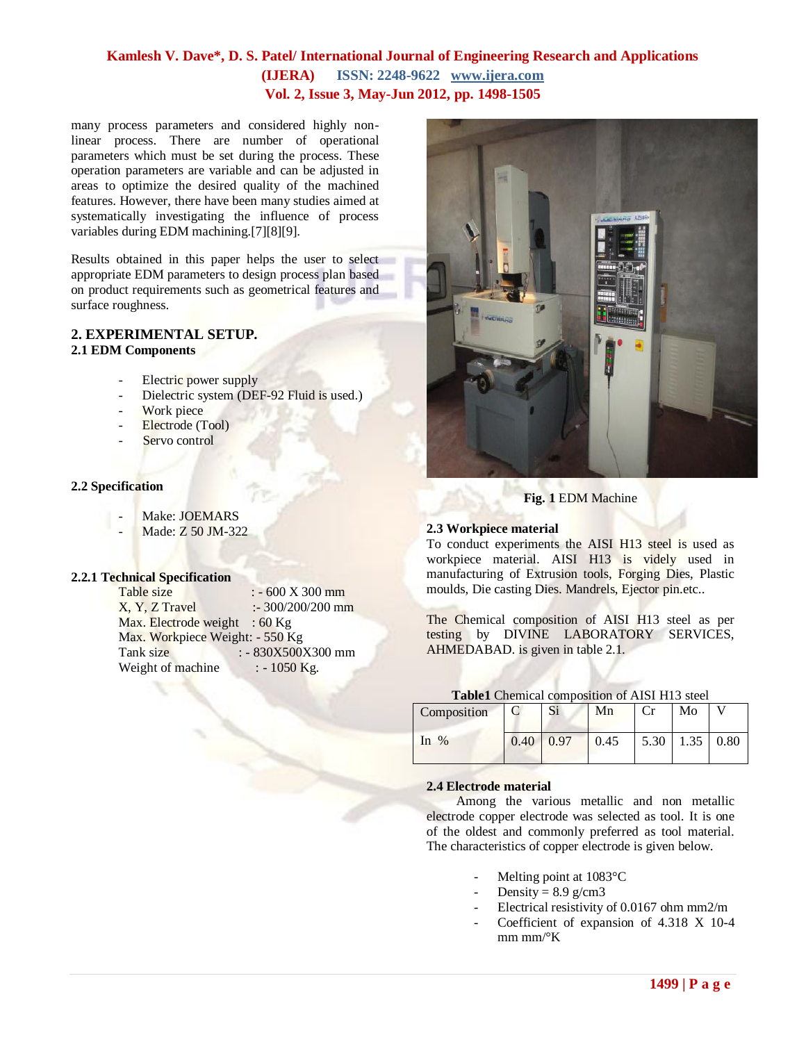many process parameters and considered highly non-linear process. There are number of operational parameters which must be set during the process. These operation parameters are variable and can be adjusted in areas to optimize the desired quality of the machined features. However, there have been many studies aimed at systematically investigating the influence of process variables during EDM machining.[7][8][9].

Results obtained in this paper helps the user to select appropriate EDM parameters to design process plan based on product requirements such as geometrical features and surface roughness.

## 2. EXPERIMENTAL SETUP.

### 2.1 EDM Components

- Electric power supply
- Dielectric system (DEF-92 Fluid is used.)
- Work piece
- Electrode (Tool)
- Servo control

### 2.2 Specification

- Make: JOEMARS
- Made: Z 50 JM-322

#### 2.2.1 Technical Specification

Table size : - 600 X 300 mm
X, Y, Z Travel :- 300/200/200 mm
Max. Electrode weight : 60 Kg
Max. Workpiece Weight: - 550 Kg
Tank size : - 830X500X300 mm
Weight of machine : - 1050 Kg.

**Fig. 1** EDM Machine

### 2.3 Workpiece material

To conduct experiments the AISI H13 steel is used as workpiece material. AISI H13 is videly used in manufacturing of Extrusion tools, Forging Dies, Plastic moulds, Die casting Dies. Mandrels, Ejector pin.etc..

The Chemical composition of AISI H13 steel as per testing by DIVINE LABORATORY SERVICES, AHMEDABAD. is given in table 2.1.

**Table1** Chemical composition of AISI H13 steel

| Composition | C | Si | Mn | Cr | Mo | V |
|---|---|---|---|---|---|---|
| In % | 0.40 | 0.97 | 0.45 | 5.30 | 1.35 | 0.80 |

### 2.4 Electrode material

Among the various metallic and non metallic electrode copper electrode was selected as tool. It is one of the oldest and commonly preferred as tool material. The characteristics of copper electrode is given below.

- Melting point at 1083°C
- Density = 8.9 g/cm3
- Electrical resistivity of 0.0167 ohm mm2/m
- Coefficient of expansion of 4.318 X 10-4 mm mm/°K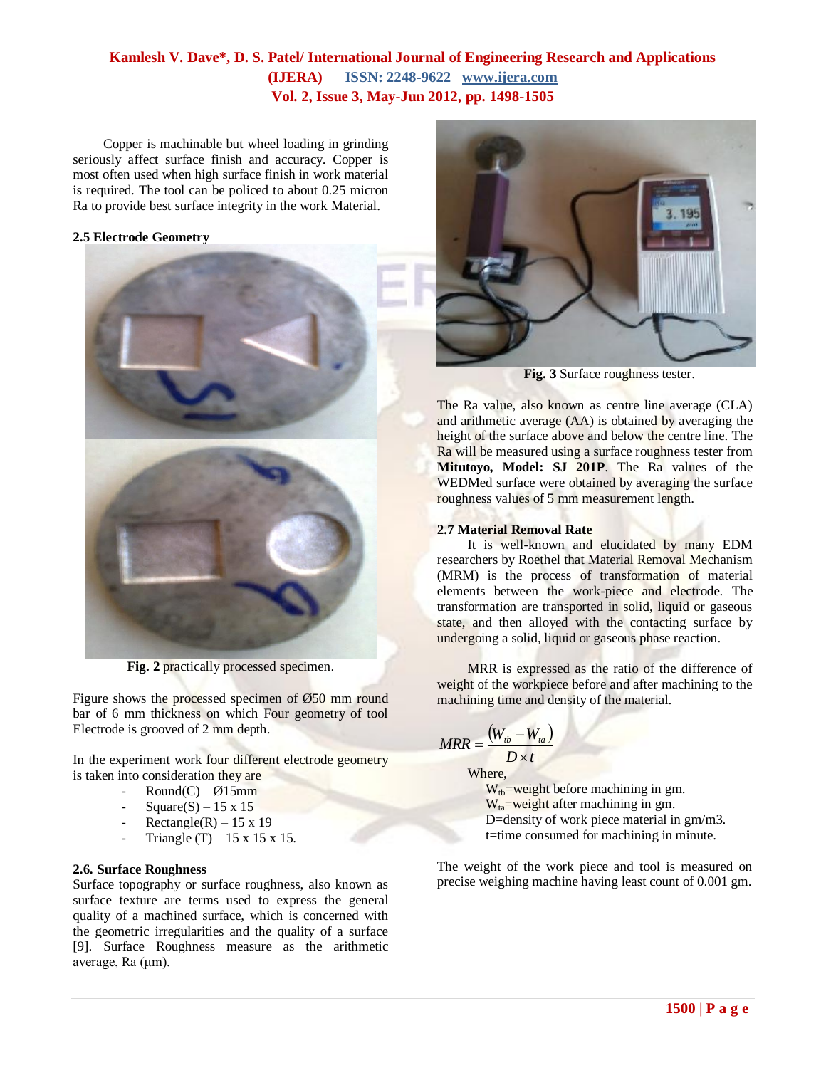Copper is machinable but wheel loading in grinding seriously affect surface finish and accuracy. Copper is most often used when high surface finish in work material is required. The tool can be policed to about 0.25 micron Ra to provide best surface integrity in the work Material.

### 2.5 Electrode Geometry

**Fig. 2** practically processed specimen.

Figure shows the processed specimen of Ø50 mm round bar of 6 mm thickness on which Four geometry of tool Electrode is grooved of 2 mm depth.

In the experiment work four different electrode geometry is taken into consideration they are

- Round(C) – Ø15mm
- Square(S) – 15 x 15
- Rectangle(R) – 15 x 19
- Triangle (T) – 15 x 15 x 15.

### 2.6. Surface Roughness

Surface topography or surface roughness, also known as surface texture are terms used to express the general quality of a machined surface, which is concerned with the geometric irregularities and the quality of a surface [9]. Surface Roughness measure as the arithmetic average, Ra (μm).

**Fig. 3** Surface roughness tester.

The Ra value, also known as centre line average (CLA) and arithmetic average (AA) is obtained by averaging the height of the surface above and below the centre line. The Ra will be measured using a surface roughness tester from **Mitutoyo, Model: SJ 201P**. The Ra values of the WEDMed surface were obtained by averaging the surface roughness values of 5 mm measurement length.

### 2.7 Material Removal Rate

It is well-known and elucidated by many EDM researchers by Roethel that Material Removal Mechanism (MRM) is the process of transformation of material elements between the work-piece and electrode. The transformation are transported in solid, liquid or gaseous state, and then alloyed with the contacting surface by undergoing a solid, liquid or gaseous phase reaction.

MRR is expressed as the ratio of the difference of weight of the workpiece before and after machining to the machining time and density of the material.

$$MRR = \frac{(W_{tb} - W_{ta})}{D \times t}$$

Where,

$W_{tb}$=weight before machining in gm.
$W_{ta}$=weight after machining in gm.
D=density of work piece material in gm/m3.
t=time consumed for machining in minute.

The weight of the work piece and tool is measured on precise weighing machine having least count of 0.001 gm.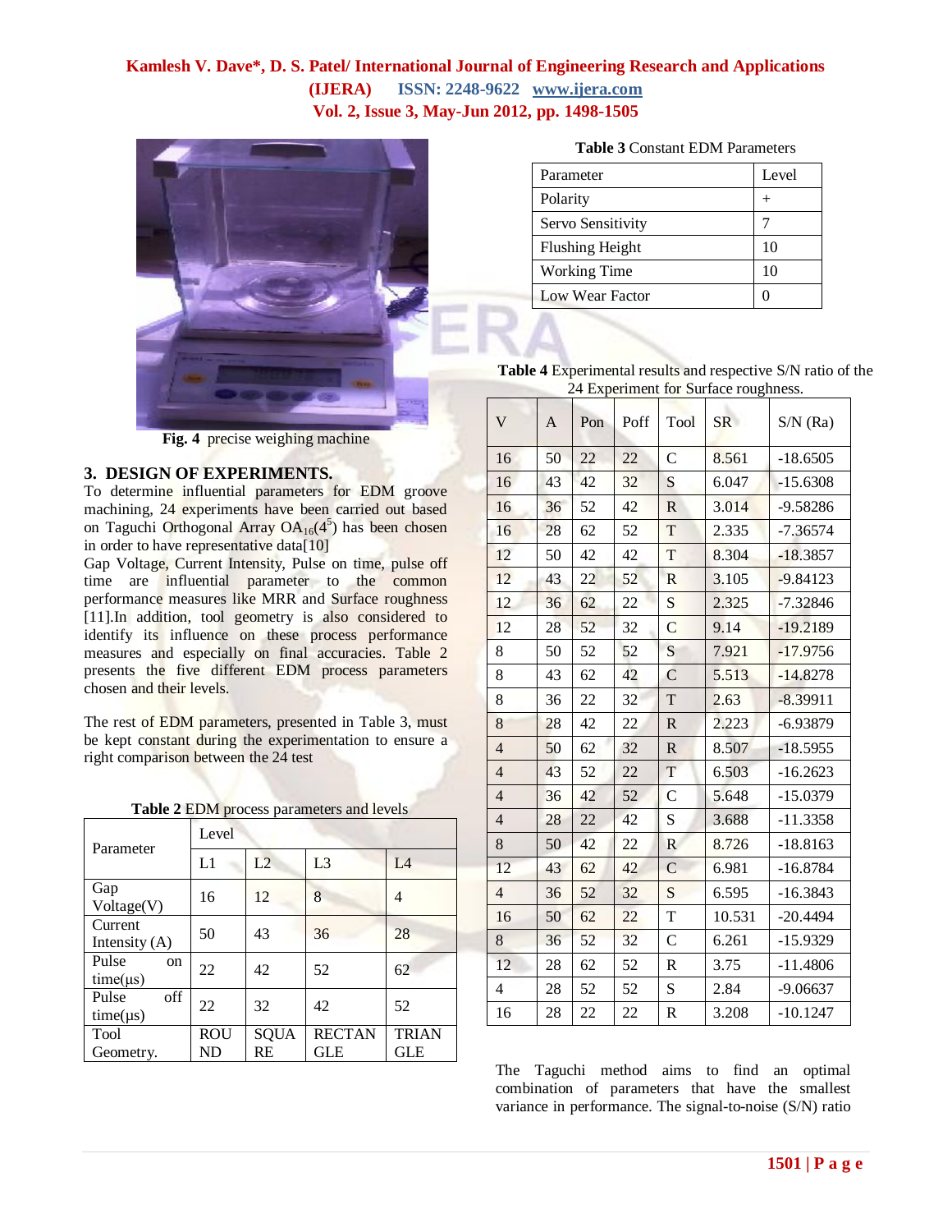Fig. 4 precise weighing machine

## 3. DESIGN OF EXPERIMENTS.

To determine influential parameters for EDM groove machining, 24 experiments have been carried out based on Taguchi Orthogonal Array $OA_{16}(4^5)$ has been chosen in order to have representative data[10]

Gap Voltage, Current Intensity, Pulse on time, pulse off time are influential parameter to the common performance measures like MRR and Surface roughness [11].In addition, tool geometry is also considered to identify its influence on these process performance measures and especially on final accuracies. Table 2 presents the five different EDM process parameters chosen and their levels.

The rest of EDM parameters, presented in Table 3, must be kept constant during the experimentation to ensure a right comparison between the 24 test

**Table 2** EDM process parameters and levels

| Parameter | Level | | | |
|---|---|---|---|---|
| | L1 | L2 | L3 | L4 |
| Gap Voltage(V) | 16 | 12 | 8 | 4 |
| Current Intensity (A) | 50 | 43 | 36 | 28 |
| Pulse on time(µs) | 22 | 42 | 52 | 62 |
| Pulse off time(µs) | 22 | 32 | 42 | 52 |
| Tool Geometry. | ROUND | SQUARE | RECTANGLE | TRIANGLE |

**Table 3** Constant EDM Parameters

| Parameter | Level |
|---|---|
| Polarity | + |
| Servo Sensitivity | 7 |
| Flushing Height | 10 |
| Working Time | 10 |
| Low Wear Factor | 0 |

**Table 4** Experimental results and respective S/N ratio of the 24 Experiment for Surface roughness.

| V | A | Pon | Poff | Tool | SR | S/N (Ra) |
|---|---|---|---|---|---|---|
| 16 | 50 | 22 | 22 | C | 8.561 | -18.6505 |
| 16 | 43 | 42 | 32 | S | 6.047 | -15.6308 |
| 16 | 36 | 52 | 42 | R | 3.014 | -9.58286 |
| 16 | 28 | 62 | 52 | T | 2.335 | -7.36574 |
| 12 | 50 | 42 | 42 | T | 8.304 | -18.3857 |
| 12 | 43 | 22 | 52 | R | 3.105 | -9.84123 |
| 12 | 36 | 62 | 22 | S | 2.325 | -7.32846 |
| 12 | 28 | 52 | 32 | C | 9.14 | -19.2189 |
| 8 | 50 | 52 | 52 | S | 7.921 | -17.9756 |
| 8 | 43 | 62 | 42 | C | 5.513 | -14.8278 |
| 8 | 36 | 22 | 32 | T | 2.63 | -8.39911 |
| 8 | 28 | 42 | 22 | R | 2.223 | -6.93879 |
| 4 | 50 | 62 | 32 | R | 8.507 | -18.5955 |
| 4 | 43 | 52 | 22 | T | 6.503 | -16.2623 |
| 4 | 36 | 42 | 52 | C | 5.648 | -15.0379 |
| 4 | 28 | 22 | 42 | S | 3.688 | -11.3358 |
| 8 | 50 | 42 | 22 | R | 8.726 | -18.8163 |
| 12 | 43 | 62 | 42 | C | 6.981 | -16.8784 |
| 4 | 36 | 52 | 32 | S | 6.595 | -16.3843 |
| 16 | 50 | 62 | 22 | T | 10.531 | -20.4494 |
| 8 | 36 | 52 | 32 | C | 6.261 | -15.9329 |
| 12 | 28 | 62 | 52 | R | 3.75 | -11.4806 |
| 4 | 28 | 52 | 52 | S | 2.84 | -9.06637 |
| 16 | 28 | 22 | 22 | R | 3.208 | -10.1247 |

The Taguchi method aims to find an optimal combination of parameters that have the smallest variance in performance. The signal-to-noise (S/N) ratio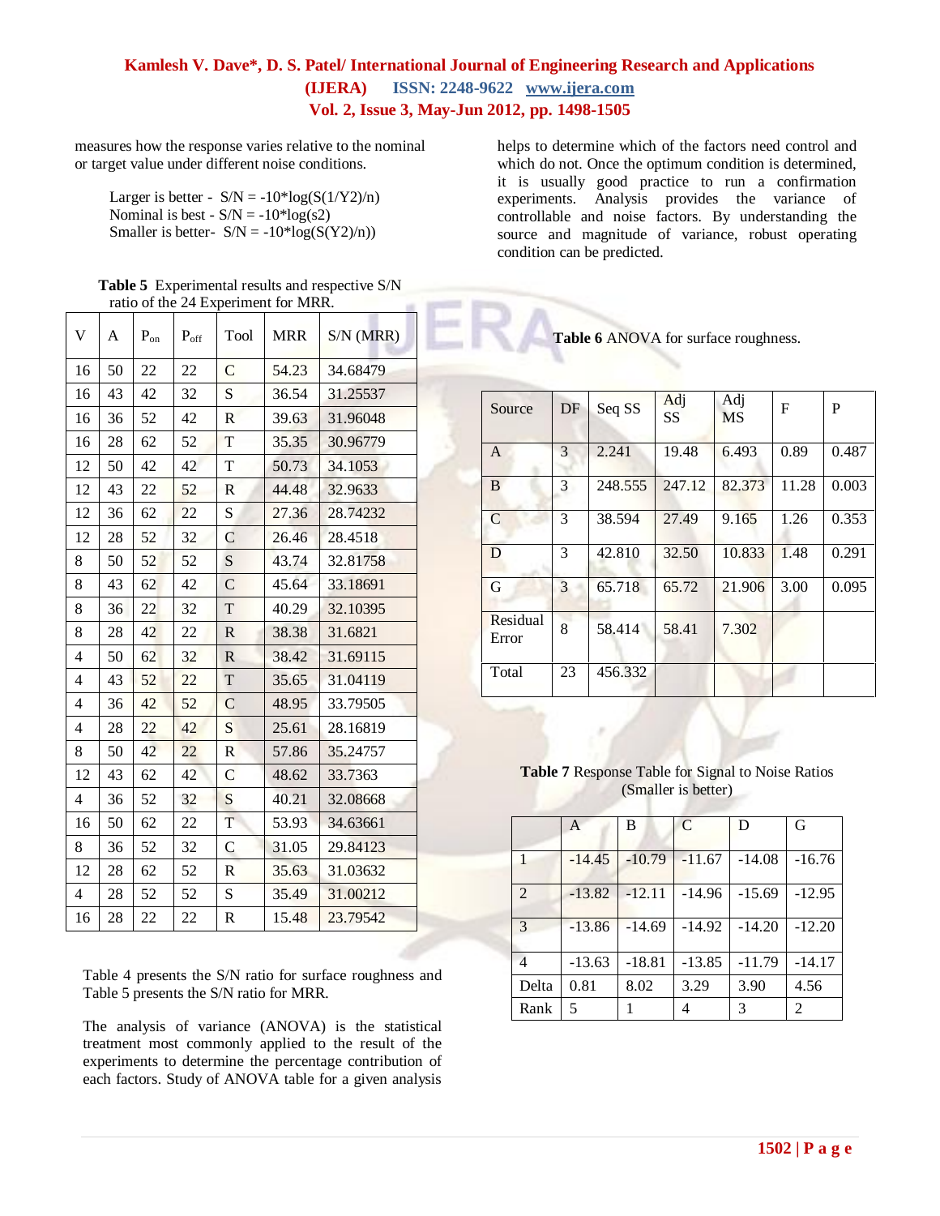measures how the response varies relative to the nominal or target value under different noise conditions.

Larger is better - S/N = -10*log(S(1/Y2)/n)
Nominal is best - S/N = -10*log(s2)
Smaller is better- S/N = -10*log(S(Y2)/n))

**Table 5** Experimental results and respective S/N ratio of the 24 Experiment for MRR.

| V | A | $P_{on}$ | $P_{off}$ | Tool | MRR | S/N (MRR) |
|---|---|---|---|---|---|---|
| 16 | 50 | 22 | 22 | C | 54.23 | 34.68479 |
| 16 | 43 | 42 | 32 | S | 36.54 | 31.25537 |
| 16 | 36 | 52 | 42 | R | 39.63 | 31.96048 |
| 16 | 28 | 62 | 52 | T | 35.35 | 30.96779 |
| 12 | 50 | 42 | 42 | T | 50.73 | 34.1053 |
| 12 | 43 | 22 | 52 | R | 44.48 | 32.9633 |
| 12 | 36 | 62 | 22 | S | 27.36 | 28.74232 |
| 12 | 28 | 52 | 32 | C | 26.46 | 28.4518 |
| 8 | 50 | 52 | 52 | S | 43.74 | 32.81758 |
| 8 | 43 | 62 | 42 | C | 45.64 | 33.18691 |
| 8 | 36 | 22 | 32 | T | 40.29 | 32.10395 |
| 8 | 28 | 42 | 22 | R | 38.38 | 31.6821 |
| 4 | 50 | 62 | 32 | R | 38.42 | 31.69115 |
| 4 | 43 | 52 | 22 | T | 35.65 | 31.04119 |
| 4 | 36 | 42 | 52 | C | 48.95 | 33.79505 |
| 4 | 28 | 22 | 42 | S | 25.61 | 28.16819 |
| 8 | 50 | 42 | 22 | R | 57.86 | 35.24757 |
| 12 | 43 | 62 | 42 | C | 48.62 | 33.7363 |
| 4 | 36 | 52 | 32 | S | 40.21 | 32.08668 |
| 16 | 50 | 62 | 22 | T | 53.93 | 34.63661 |
| 8 | 36 | 52 | 32 | C | 31.05 | 29.84123 |
| 12 | 28 | 62 | 52 | R | 35.63 | 31.03632 |
| 4 | 28 | 52 | 52 | S | 35.49 | 31.00212 |
| 16 | 28 | 22 | 22 | R | 15.48 | 23.79542 |

Table 4 presents the S/N ratio for surface roughness and Table 5 presents the S/N ratio for MRR.

The analysis of variance (ANOVA) is the statistical treatment most commonly applied to the result of the experiments to determine the percentage contribution of each factors. Study of ANOVA table for a given analysis helps to determine which of the factors need control and which do not. Once the optimum condition is determined, it is usually good practice to run a confirmation experiments. Analysis provides the variance of controllable and noise factors. By understanding the source and magnitude of variance, robust operating condition can be predicted.

**Table 6** ANOVA for surface roughness.

| Source | DF | Seq SS | Adj SS | Adj MS | F | P |
|---|---|---|---|---|---|---|
| A | 3 | 2.241 | 19.48 | 6.493 | 0.89 | 0.487 |
| B | 3 | 248.555 | 247.12 | 82.373 | 11.28 | 0.003 |
| C | 3 | 38.594 | 27.49 | 9.165 | 1.26 | 0.353 |
| D | 3 | 42.810 | 32.50 | 10.833 | 1.48 | 0.291 |
| G | 3 | 65.718 | 65.72 | 21.906 | 3.00 | 0.095 |
| Residual Error | 8 | 58.414 | 58.41 | 7.302 | | |
| Total | 23 | 456.332 | | | | |

**Table 7** Response Table for Signal to Noise Ratios (Smaller is better)

| | A | B | C | D | G |
|---|---|---|---|---|---|
| 1 | -14.45 | -10.79 | -11.67 | -14.08 | -16.76 |
| 2 | -13.82 | -12.11 | -14.96 | -15.69 | -12.95 |
| 3 | -13.86 | -14.69 | -14.92 | -14.20 | -12.20 |
| 4 | -13.63 | -18.81 | -13.85 | -11.79 | -14.17 |
| Delta | 0.81 | 8.02 | 3.29 | 3.90 | 4.56 |
| Rank | 5 | 1 | 4 | 3 | 2 |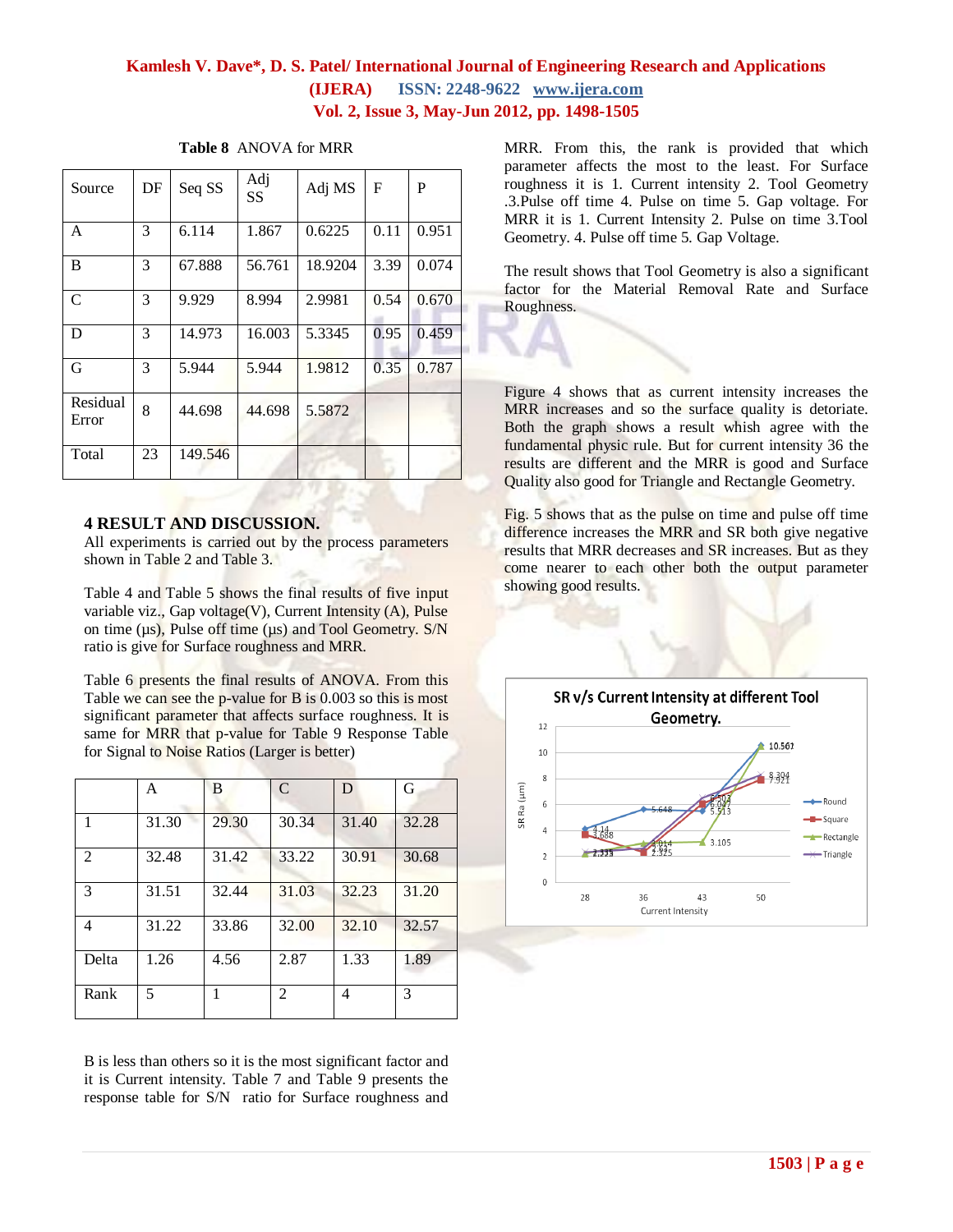**Table 8** ANOVA for MRR

| Source | DF | Seq SS | Adj SS | Adj MS | F | P |
|---|---|---|---|---|---|---|
| A | 3 | 6.114 | 1.867 | 0.6225 | 0.11 | 0.951 |
| B | 3 | 67.888 | 56.761 | 18.9204 | 3.39 | 0.074 |
| C | 3 | 9.929 | 8.994 | 2.9981 | 0.54 | 0.670 |
| D | 3 | 14.973 | 16.003 | 5.3345 | 0.95 | 0.459 |
| G | 3 | 5.944 | 5.944 | 1.9812 | 0.35 | 0.787 |
| Residual Error | 8 | 44.698 | 44.698 | 5.5872 | | |
| Total | 23 | 149.546 | | | | |

## 4 RESULT AND DISCUSSION.

All experiments is carried out by the process parameters shown in Table 2 and Table 3.

Table 4 and Table 5 shows the final results of five input variable viz., Gap voltage(V), Current Intensity (A), Pulse on time (µs), Pulse off time (µs) and Tool Geometry. S/N ratio is give for Surface roughness and MRR.

Table 6 presents the final results of ANOVA. From this Table we can see the p-value for B is 0.003 so this is most significant parameter that affects surface roughness. It is same for MRR that p-value for Table 9 Response Table for Signal to Noise Ratios (Larger is better)

| | A | B | C | D | G |
|---|---|---|---|---|---|
| 1 | 31.30 | 29.30 | 30.34 | 31.40 | 32.28 |
| 2 | 32.48 | 31.42 | 33.22 | 30.91 | 30.68 |
| 3 | 31.51 | 32.44 | 31.03 | 32.23 | 31.20 |
| 4 | 31.22 | 33.86 | 32.00 | 32.10 | 32.57 |
| Delta | 1.26 | 4.56 | 2.87 | 1.33 | 1.89 |
| Rank | 5 | 1 | 2 | 4 | 3 |

B is less than others so it is the most significant factor and it is Current intensity. Table 7 and Table 9 presents the response table for S/N ratio for Surface roughness and MRR. From this, the rank is provided that which parameter affects the most to the least. For Surface roughness it is 1. Current intensity 2. Tool Geometry .3.Pulse off time 4. Pulse on time 5. Gap voltage. For MRR it is 1. Current Intensity 2. Pulse on time 3.Tool Geometry. 4. Pulse off time 5. Gap Voltage.

The result shows that Tool Geometry is also a significant factor for the Material Removal Rate and Surface Roughness.

Figure 4 shows that as current intensity increases the MRR increases and so the surface quality is detoriate. Both the graph shows a result whish agree with the fundamental physic rule. But for current intensity 36 the results are different and the MRR is good and Surface Quality also good for Triangle and Rectangle Geometry.

Fig. 5 shows that as the pulse on time and pulse off time difference increases the MRR and SR both give negative results that MRR decreases and SR increases. But as they come nearer to each other both the output parameter showing good results.

SR v/s Current Intensity at different Tool Geometry.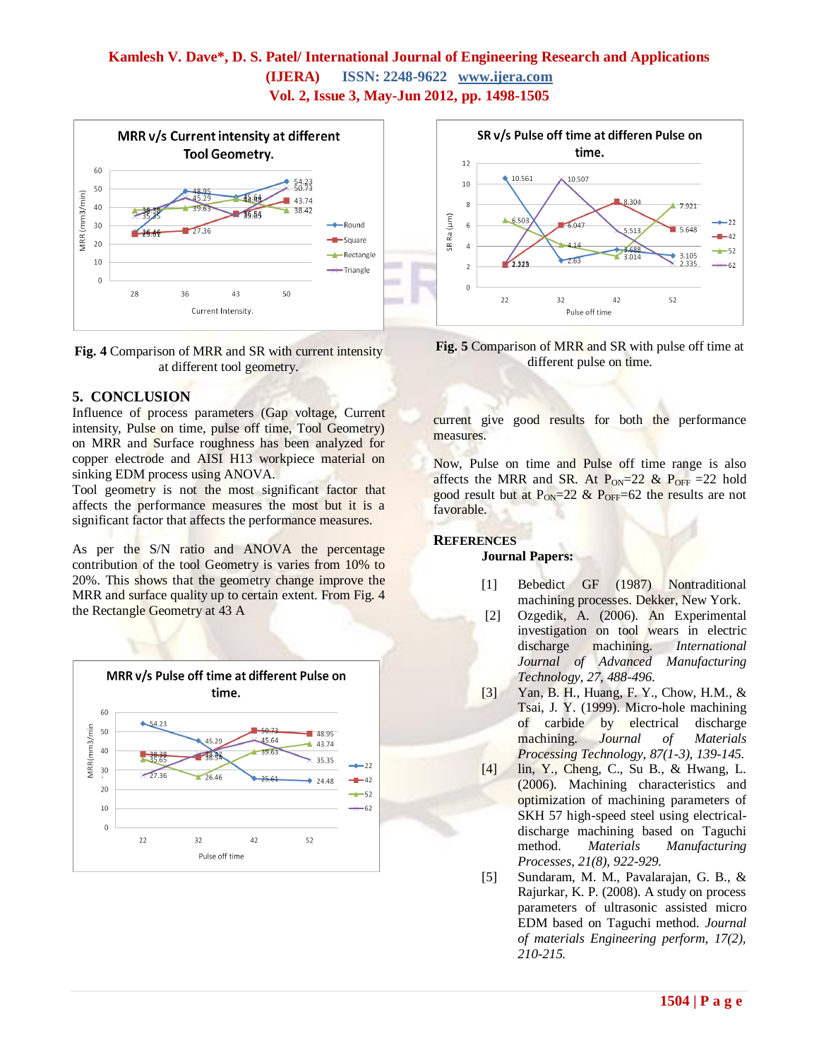**Fig. 4** Comparison of MRR and SR with current intensity at different tool geometry.

**Fig. 5** Comparison of MRR and SR with pulse off time at different pulse on time.

## 5. CONCLUSION

Influence of process parameters (Gap voltage, Current intensity, Pulse on time, pulse off time, Tool Geometry) on MRR and Surface roughness has been analyzed for copper electrode and AISI H13 workpiece material on sinking EDM process using ANOVA.

Tool geometry is not the most significant factor that affects the performance measures the most but it is a significant factor that affects the performance measures.

As per the S/N ratio and ANOVA the percentage contribution of the tool Geometry is varies from 10% to 20%. This shows that the geometry change improve the MRR and surface quality up to certain extent. From Fig. 4 the Rectangle Geometry at 43 A current give good results for both the performance measures.

Now, Pulse on time and Pulse off time range is also affects the MRR and SR. At $P_{ON}$=22 & $P_{OFF}$ =22 hold good result but at $P_{ON}$=22 & $P_{OFF}$=62 the results are not favorable.

## REFERENCES

**Journal Papers:**

[1] Bebedict GF (1987) Nontraditional machining processes. Dekker, New York.

[2] Ozgedik, A. (2006). An Experimental investigation on tool wears in electric discharge machining. *International Journal of Advanced Manufacturing Technology, 27, 488-496.*

[3] Yan, B. H., Huang, F. Y., Chow, H.M., & Tsai, J. Y. (1999). Micro-hole machining of carbide by electrical discharge machining. *Journal of Materials Processing Technology, 87(1-3), 139-145.*

[4] lin, Y., Cheng, C., Su B., & Hwang, L. (2006). Machining characteristics and optimization of machining parameters of SKH 57 high-speed steel using electrical-discharge machining based on Taguchi method. *Materials Manufacturing Processes, 21(8), 922-929.*

[5] Sundaram, M. M., Pavalarajan, G. B., & Rajurkar, K. P. (2008). A study on process parameters of ultrasonic assisted micro EDM based on Taguchi method. *Journal of materials Engineering perform, 17(2), 210-215.*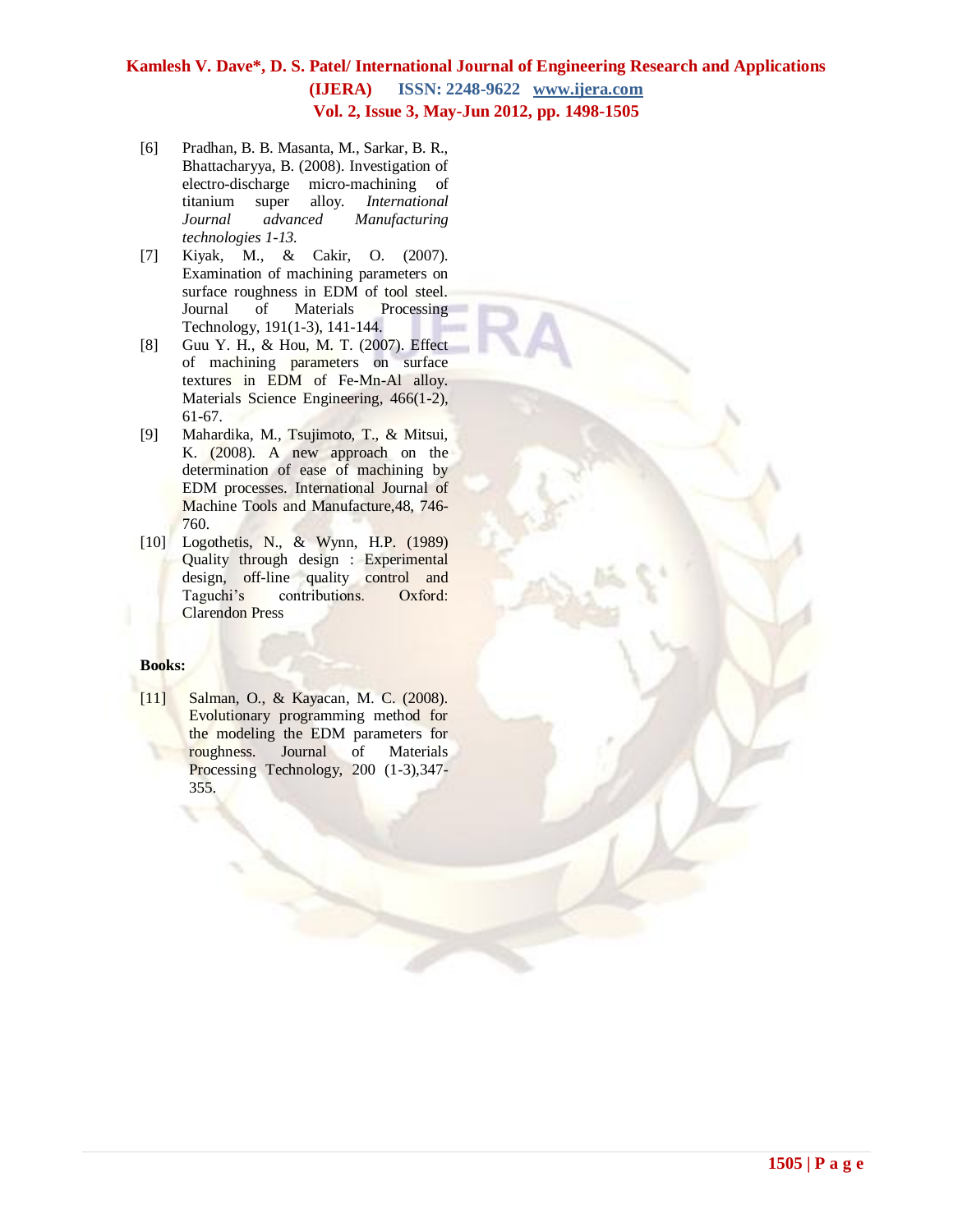[6] Pradhan, B. B. Masanta, M., Sarkar, B. R., Bhattacharyya, B. (2008). Investigation of electro-discharge micro-machining of titanium super alloy. *International Journal advanced Manufacturing technologies 1-13.*

[7] Kiyak, M., & Cakir, O. (2007). Examination of machining parameters on surface roughness in EDM of tool steel. Journal of Materials Processing Technology, 191(1-3), 141-144.

[8] Guu Y. H., & Hou, M. T. (2007). Effect of machining parameters on surface textures in EDM of Fe-Mn-Al alloy. Materials Science Engineering, 466(1-2), 61-67.

[9] Mahardika, M., Tsujimoto, T., & Mitsui, K. (2008). A new approach on the determination of ease of machining by EDM processes. International Journal of Machine Tools and Manufacture,48, 746-760.

[10] Logothetis, N., & Wynn, H.P. (1989) Quality through design : Experimental design, off-line quality control and Taguchi's contributions. Oxford: Clarendon Press

**Books:**

[11] Salman, O., & Kayacan, M. C. (2008). Evolutionary programming method for the modeling the EDM parameters for roughness. Journal of Materials Processing Technology, 200 (1-3),347-355.